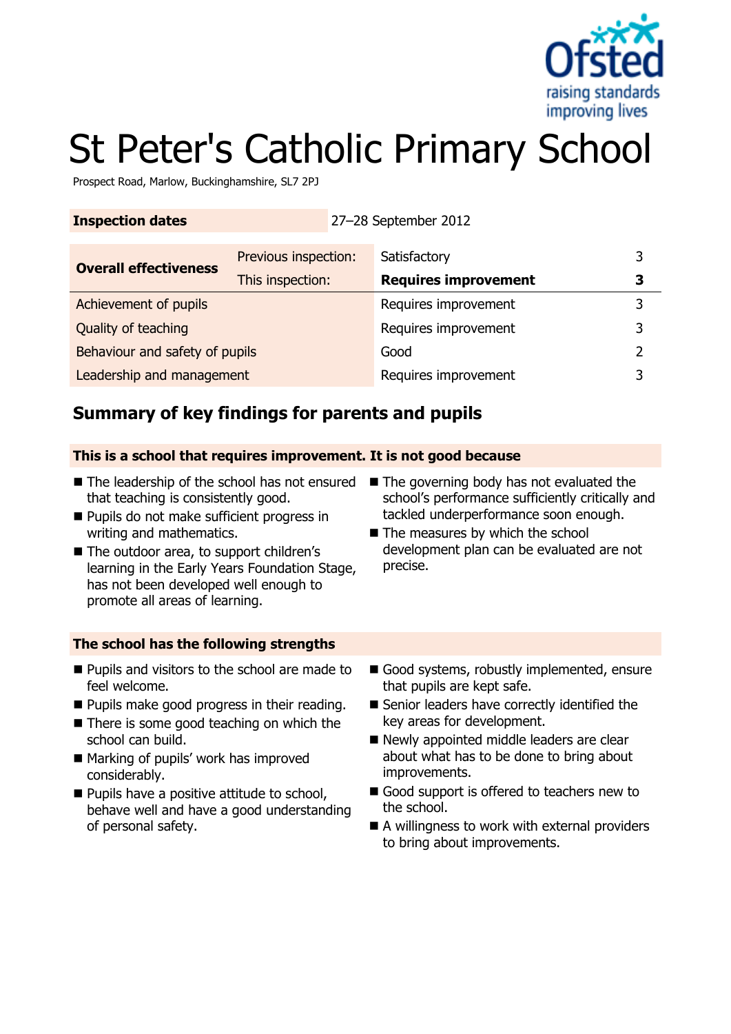# St Peter's Catholic Primary School

Prospect Road, Marlow, Buckinghamshire, SL7 2PJ

| **Inspection dates** | 27–28 September 2012 | | |
|---|---|---|---|

| Overall effectiveness | | | |
|---|---|---|---|
| **Overall effectiveness** | Previous inspection: | Satisfactory | 3 |
| | This inspection: | **Requires improvement** | **3** |
| Achievement of pupils | | Requires improvement | 3 |
| Quality of teaching | | Requires improvement | 3 |
| Behaviour and safety of pupils | | Good | 2 |
| Leadership and management | | Requires improvement | 3 |

## Summary of key findings for parents and pupils

### This is a school that requires improvement. It is not good because

- The leadership of the school has not ensured that teaching is consistently good.
- Pupils do not make sufficient progress in writing and mathematics.
- The outdoor area, to support children's learning in the Early Years Foundation Stage, has not been developed well enough to promote all areas of learning.
- The governing body has not evaluated the school's performance sufficiently critically and tackled underperformance soon enough.
- The measures by which the school development plan can be evaluated are not precise.

### The school has the following strengths

- Pupils and visitors to the school are made to feel welcome.
- Pupils make good progress in their reading.
- There is some good teaching on which the school can build.
- Marking of pupils' work has improved considerably.
- Pupils have a positive attitude to school, behave well and have a good understanding of personal safety.
- Good systems, robustly implemented, ensure that pupils are kept safe.
- Senior leaders have correctly identified the key areas for development.
- Newly appointed middle leaders are clear about what has to be done to bring about improvements.
- Good support is offered to teachers new to the school.
- A willingness to work with external providers to bring about improvements.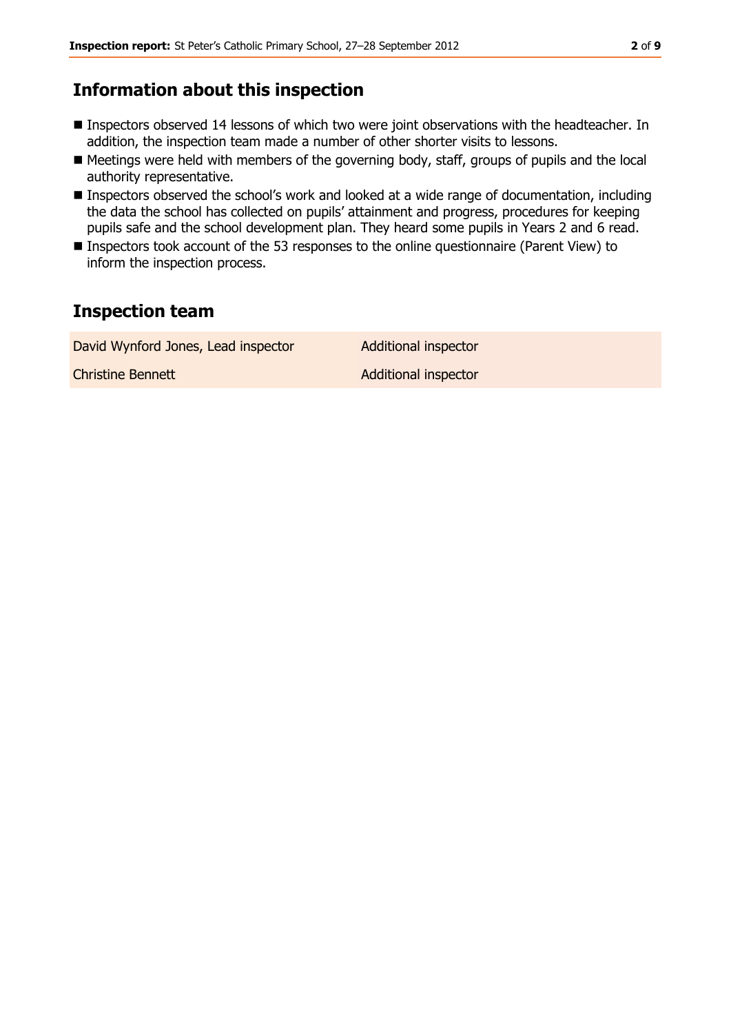## Information about this inspection

- Inspectors observed 14 lessons of which two were joint observations with the headteacher. In addition, the inspection team made a number of other shorter visits to lessons.
- Meetings were held with members of the governing body, staff, groups of pupils and the local authority representative.
- Inspectors observed the school's work and looked at a wide range of documentation, including the data the school has collected on pupils' attainment and progress, procedures for keeping pupils safe and the school development plan. They heard some pupils in Years 2 and 6 read.
- Inspectors took account of the 53 responses to the online questionnaire (Parent View) to inform the inspection process.

## Inspection team

| | |
|---|---|
| David Wynford Jones, Lead inspector | Additional inspector |
| Christine Bennett | Additional inspector |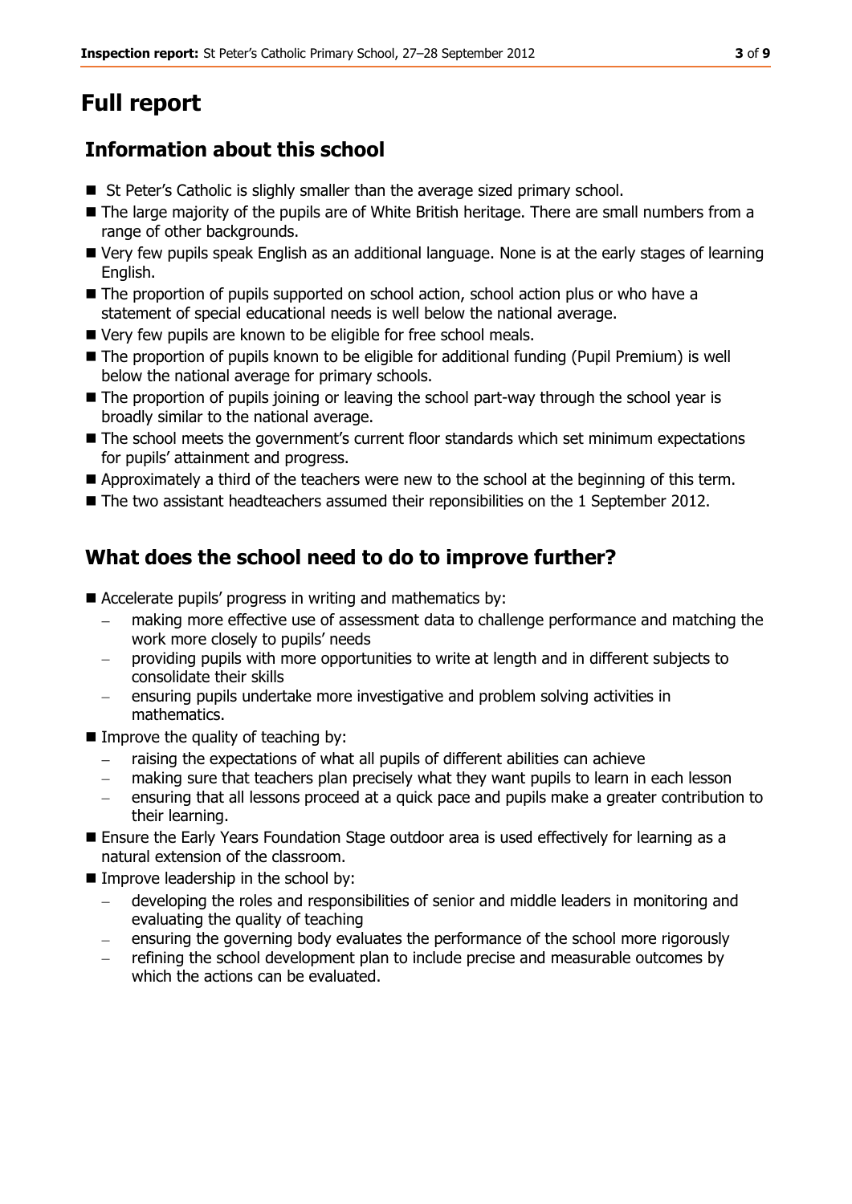# Full report

## Information about this school

- St Peter's Catholic is slighly smaller than the average sized primary school.
- The large majority of the pupils are of White British heritage. There are small numbers from a range of other backgrounds.
- Very few pupils speak English as an additional language. None is at the early stages of learning English.
- The proportion of pupils supported on school action, school action plus or who have a statement of special educational needs is well below the national average.
- Very few pupils are known to be eligible for free school meals.
- The proportion of pupils known to be eligible for additional funding (Pupil Premium) is well below the national average for primary schools.
- The proportion of pupils joining or leaving the school part-way through the school year is broadly similar to the national average.
- The school meets the government's current floor standards which set minimum expectations for pupils' attainment and progress.
- Approximately a third of the teachers were new to the school at the beginning of this term.
- The two assistant headteachers assumed their reponsibilities on the 1 September 2012.

## What does the school need to do to improve further?

- Accelerate pupils' progress in writing and mathematics by:
  - making more effective use of assessment data to challenge performance and matching the work more closely to pupils' needs
  - providing pupils with more opportunities to write at length and in different subjects to consolidate their skills
  - ensuring pupils undertake more investigative and problem solving activities in mathematics.
- Improve the quality of teaching by:
  - raising the expectations of what all pupils of different abilities can achieve
  - making sure that teachers plan precisely what they want pupils to learn in each lesson
  - ensuring that all lessons proceed at a quick pace and pupils make a greater contribution to their learning.
- Ensure the Early Years Foundation Stage outdoor area is used effectively for learning as a natural extension of the classroom.
- Improve leadership in the school by:
  - developing the roles and responsibilities of senior and middle leaders in monitoring and evaluating the quality of teaching
  - ensuring the governing body evaluates the performance of the school more rigorously
  - refining the school development plan to include precise and measurable outcomes by which the actions can be evaluated.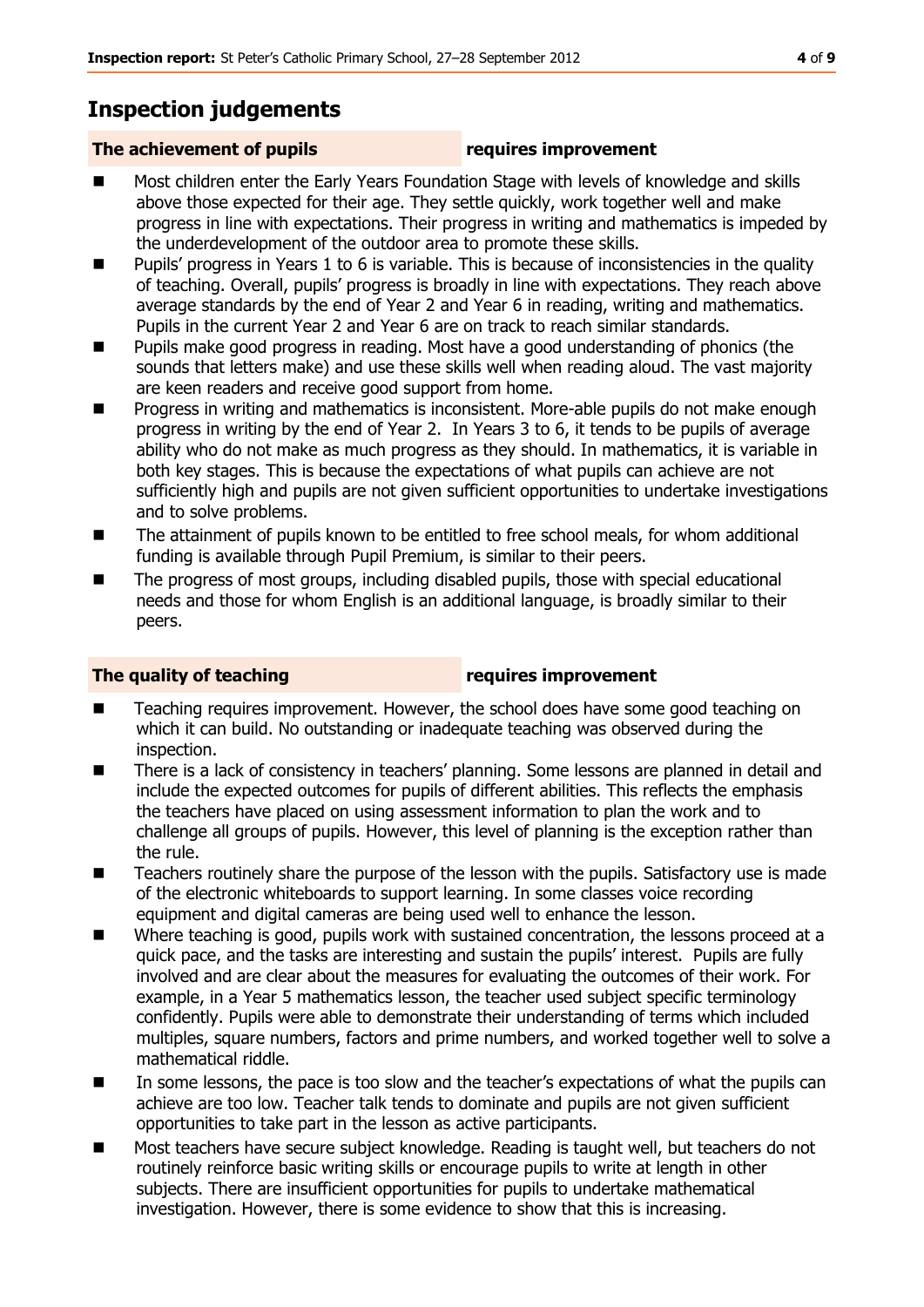# Inspection judgements

**The achievement of pupils** **requires improvement**

- Most children enter the Early Years Foundation Stage with levels of knowledge and skills above those expected for their age. They settle quickly, work together well and make progress in line with expectations. Their progress in writing and mathematics is impeded by the underdevelopment of the outdoor area to promote these skills.
- Pupils' progress in Years 1 to 6 is variable. This is because of inconsistencies in the quality of teaching. Overall, pupils' progress is broadly in line with expectations. They reach above average standards by the end of Year 2 and Year 6 in reading, writing and mathematics. Pupils in the current Year 2 and Year 6 are on track to reach similar standards.
- Pupils make good progress in reading. Most have a good understanding of phonics (the sounds that letters make) and use these skills well when reading aloud. The vast majority are keen readers and receive good support from home.
- Progress in writing and mathematics is inconsistent. More-able pupils do not make enough progress in writing by the end of Year 2. In Years 3 to 6, it tends to be pupils of average ability who do not make as much progress as they should. In mathematics, it is variable in both key stages. This is because the expectations of what pupils can achieve are not sufficiently high and pupils are not given sufficient opportunities to undertake investigations and to solve problems.
- The attainment of pupils known to be entitled to free school meals, for whom additional funding is available through Pupil Premium, is similar to their peers.
- The progress of most groups, including disabled pupils, those with special educational needs and those for whom English is an additional language, is broadly similar to their peers.

**The quality of teaching** **requires improvement**

- Teaching requires improvement. However, the school does have some good teaching on which it can build. No outstanding or inadequate teaching was observed during the inspection.
- There is a lack of consistency in teachers' planning. Some lessons are planned in detail and include the expected outcomes for pupils of different abilities. This reflects the emphasis the teachers have placed on using assessment information to plan the work and to challenge all groups of pupils. However, this level of planning is the exception rather than the rule.
- Teachers routinely share the purpose of the lesson with the pupils. Satisfactory use is made of the electronic whiteboards to support learning. In some classes voice recording equipment and digital cameras are being used well to enhance the lesson.
- Where teaching is good, pupils work with sustained concentration, the lessons proceed at a quick pace, and the tasks are interesting and sustain the pupils' interest. Pupils are fully involved and are clear about the measures for evaluating the outcomes of their work. For example, in a Year 5 mathematics lesson, the teacher used subject specific terminology confidently. Pupils were able to demonstrate their understanding of terms which included multiples, square numbers, factors and prime numbers, and worked together well to solve a mathematical riddle.
- In some lessons, the pace is too slow and the teacher's expectations of what the pupils can achieve are too low. Teacher talk tends to dominate and pupils are not given sufficient opportunities to take part in the lesson as active participants.
- Most teachers have secure subject knowledge. Reading is taught well, but teachers do not routinely reinforce basic writing skills or encourage pupils to write at length in other subjects. There are insufficient opportunities for pupils to undertake mathematical investigation. However, there is some evidence to show that this is increasing.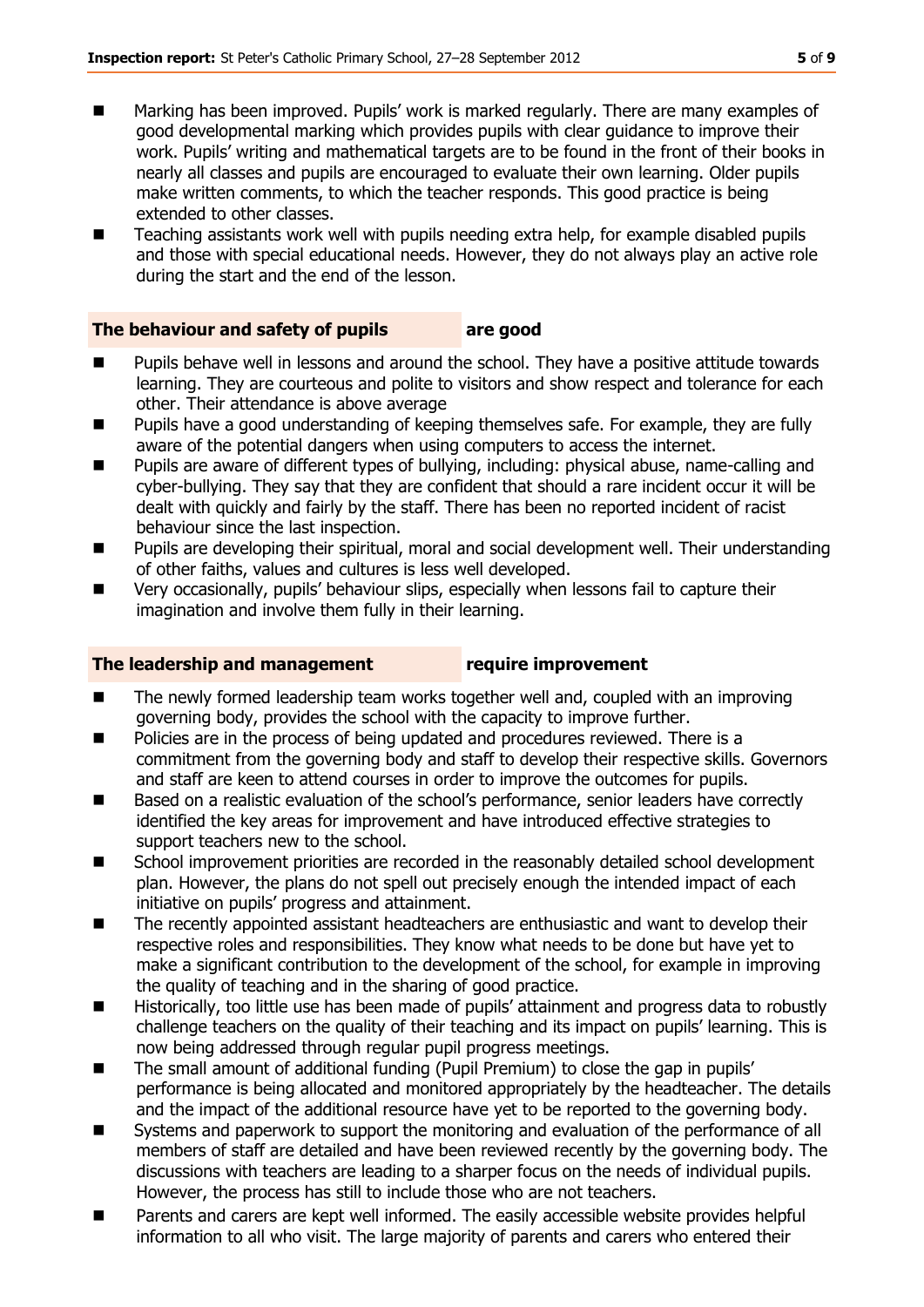- Marking has been improved. Pupils' work is marked regularly. There are many examples of good developmental marking which provides pupils with clear guidance to improve their work. Pupils' writing and mathematical targets are to be found in the front of their books in nearly all classes and pupils are encouraged to evaluate their own learning. Older pupils make written comments, to which the teacher responds. This good practice is being extended to other classes.
- Teaching assistants work well with pupils needing extra help, for example disabled pupils and those with special educational needs. However, they do not always play an active role during the start and the end of the lesson.

### The behaviour and safety of pupils are good

- Pupils behave well in lessons and around the school. They have a positive attitude towards learning. They are courteous and polite to visitors and show respect and tolerance for each other. Their attendance is above average
- Pupils have a good understanding of keeping themselves safe. For example, they are fully aware of the potential dangers when using computers to access the internet.
- Pupils are aware of different types of bullying, including: physical abuse, name-calling and cyber-bullying. They say that they are confident that should a rare incident occur it will be dealt with quickly and fairly by the staff. There has been no reported incident of racist behaviour since the last inspection.
- Pupils are developing their spiritual, moral and social development well. Their understanding of other faiths, values and cultures is less well developed.
- Very occasionally, pupils' behaviour slips, especially when lessons fail to capture their imagination and involve them fully in their learning.

### The leadership and management require improvement

- The newly formed leadership team works together well and, coupled with an improving governing body, provides the school with the capacity to improve further.
- Policies are in the process of being updated and procedures reviewed. There is a commitment from the governing body and staff to develop their respective skills. Governors and staff are keen to attend courses in order to improve the outcomes for pupils.
- Based on a realistic evaluation of the school's performance, senior leaders have correctly identified the key areas for improvement and have introduced effective strategies to support teachers new to the school.
- School improvement priorities are recorded in the reasonably detailed school development plan. However, the plans do not spell out precisely enough the intended impact of each initiative on pupils' progress and attainment.
- The recently appointed assistant headteachers are enthusiastic and want to develop their respective roles and responsibilities. They know what needs to be done but have yet to make a significant contribution to the development of the school, for example in improving the quality of teaching and in the sharing of good practice.
- Historically, too little use has been made of pupils' attainment and progress data to robustly challenge teachers on the quality of their teaching and its impact on pupils' learning. This is now being addressed through regular pupil progress meetings.
- The small amount of additional funding (Pupil Premium) to close the gap in pupils' performance is being allocated and monitored appropriately by the headteacher. The details and the impact of the additional resource have yet to be reported to the governing body.
- Systems and paperwork to support the monitoring and evaluation of the performance of all members of staff are detailed and have been reviewed recently by the governing body. The discussions with teachers are leading to a sharper focus on the needs of individual pupils. However, the process has still to include those who are not teachers.
- Parents and carers are kept well informed. The easily accessible website provides helpful information to all who visit. The large majority of parents and carers who entered their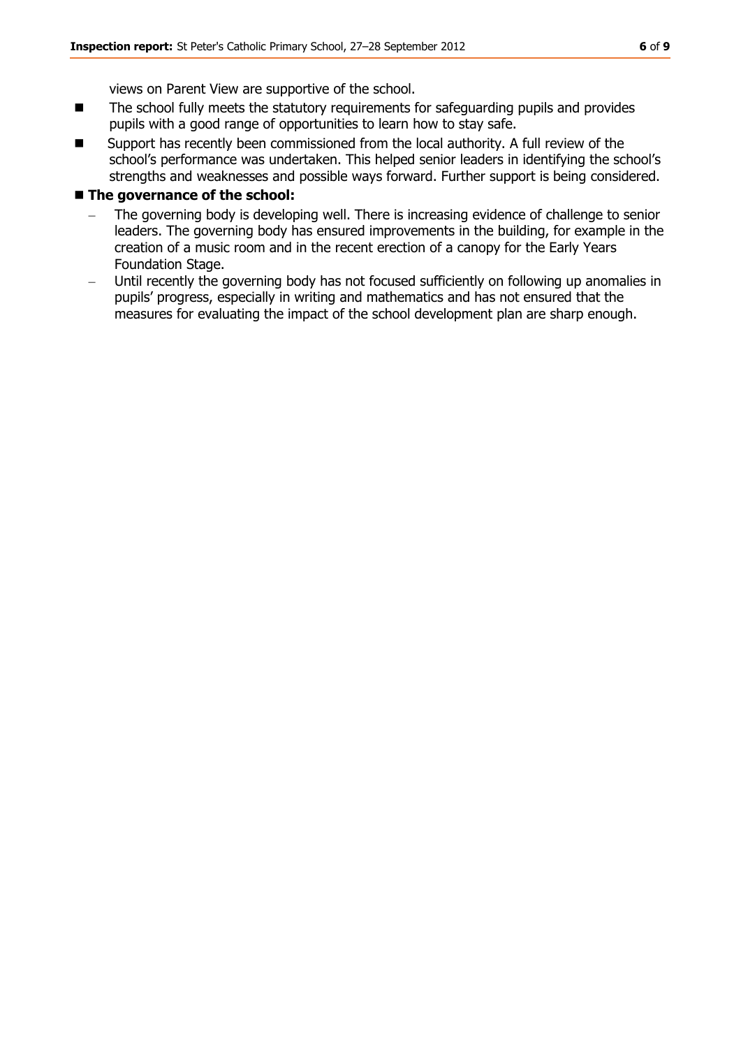views on Parent View are supportive of the school.

- The school fully meets the statutory requirements for safeguarding pupils and provides pupils with a good range of opportunities to learn how to stay safe.
- Support has recently been commissioned from the local authority. A full review of the school's performance was undertaken. This helped senior leaders in identifying the school's strengths and weaknesses and possible ways forward. Further support is being considered.
- **The governance of the school:**
  - The governing body is developing well. There is increasing evidence of challenge to senior leaders. The governing body has ensured improvements in the building, for example in the creation of a music room and in the recent erection of a canopy for the Early Years Foundation Stage.
  - Until recently the governing body has not focused sufficiently on following up anomalies in pupils' progress, especially in writing and mathematics and has not ensured that the measures for evaluating the impact of the school development plan are sharp enough.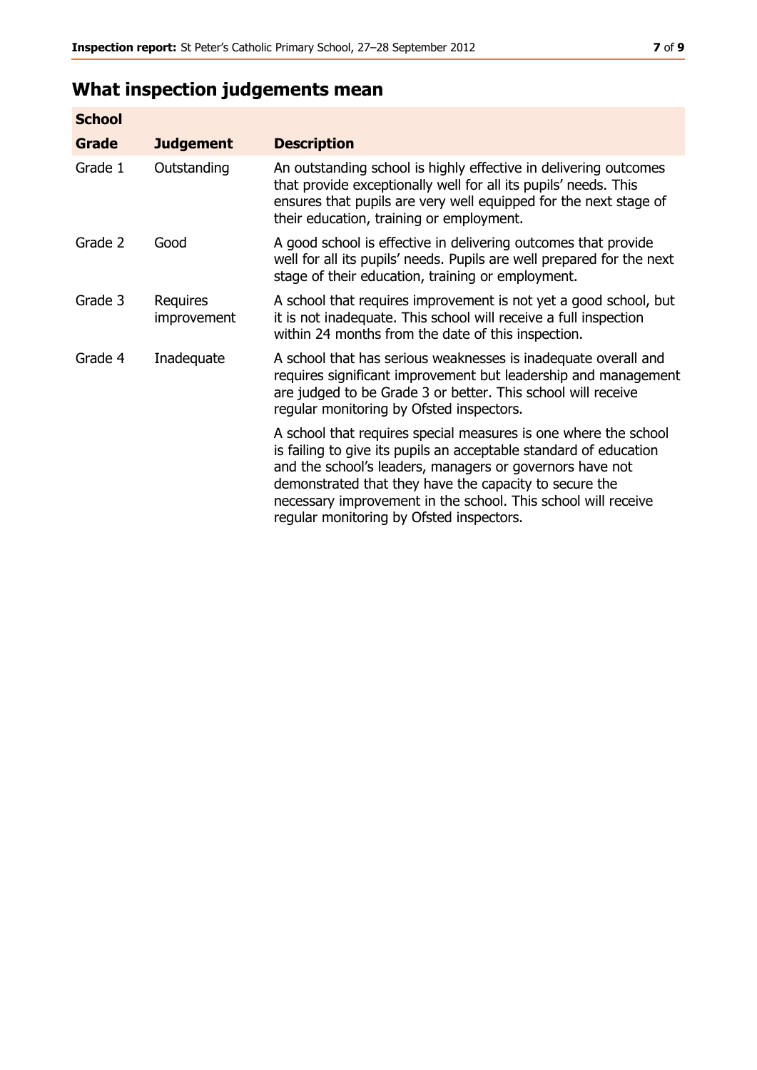## What inspection judgements mean

| School | | |
|---|---|---|
| **Grade** | **Judgement** | **Description** |
| Grade 1 | Outstanding | An outstanding school is highly effective in delivering outcomes that provide exceptionally well for all its pupils' needs. This ensures that pupils are very well equipped for the next stage of their education, training or employment. |
| Grade 2 | Good | A good school is effective in delivering outcomes that provide well for all its pupils' needs. Pupils are well prepared for the next stage of their education, training or employment. |
| Grade 3 | Requires improvement | A school that requires improvement is not yet a good school, but it is not inadequate. This school will receive a full inspection within 24 months from the date of this inspection. |
| Grade 4 | Inadequate | A school that has serious weaknesses is inadequate overall and requires significant improvement but leadership and management are judged to be Grade 3 or better. This school will receive regular monitoring by Ofsted inspectors. |
| | | A school that requires special measures is one where the school is failing to give its pupils an acceptable standard of education and the school's leaders, managers or governors have not demonstrated that they have the capacity to secure the necessary improvement in the school. This school will receive regular monitoring by Ofsted inspectors. |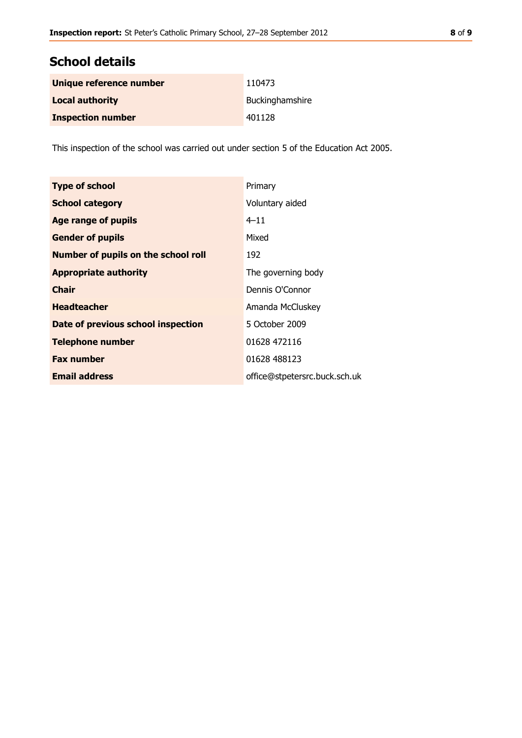## School details

| | |
|---|---|
| **Unique reference number** | 110473 |
| **Local authority** | Buckinghamshire |
| **Inspection number** | 401128 |

This inspection of the school was carried out under section 5 of the Education Act 2005.

| | |
|---|---|
| **Type of school** | Primary |
| **School category** | Voluntary aided |
| **Age range of pupils** | 4–11 |
| **Gender of pupils** | Mixed |
| **Number of pupils on the school roll** | 192 |
| **Appropriate authority** | The governing body |
| **Chair** | Dennis O'Connor |
| **Headteacher** | Amanda McCluskey |
| **Date of previous school inspection** | 5 October 2009 |
| **Telephone number** | 01628 472116 |
| **Fax number** | 01628 488123 |
| **Email address** | office@stpetersrc.buck.sch.uk |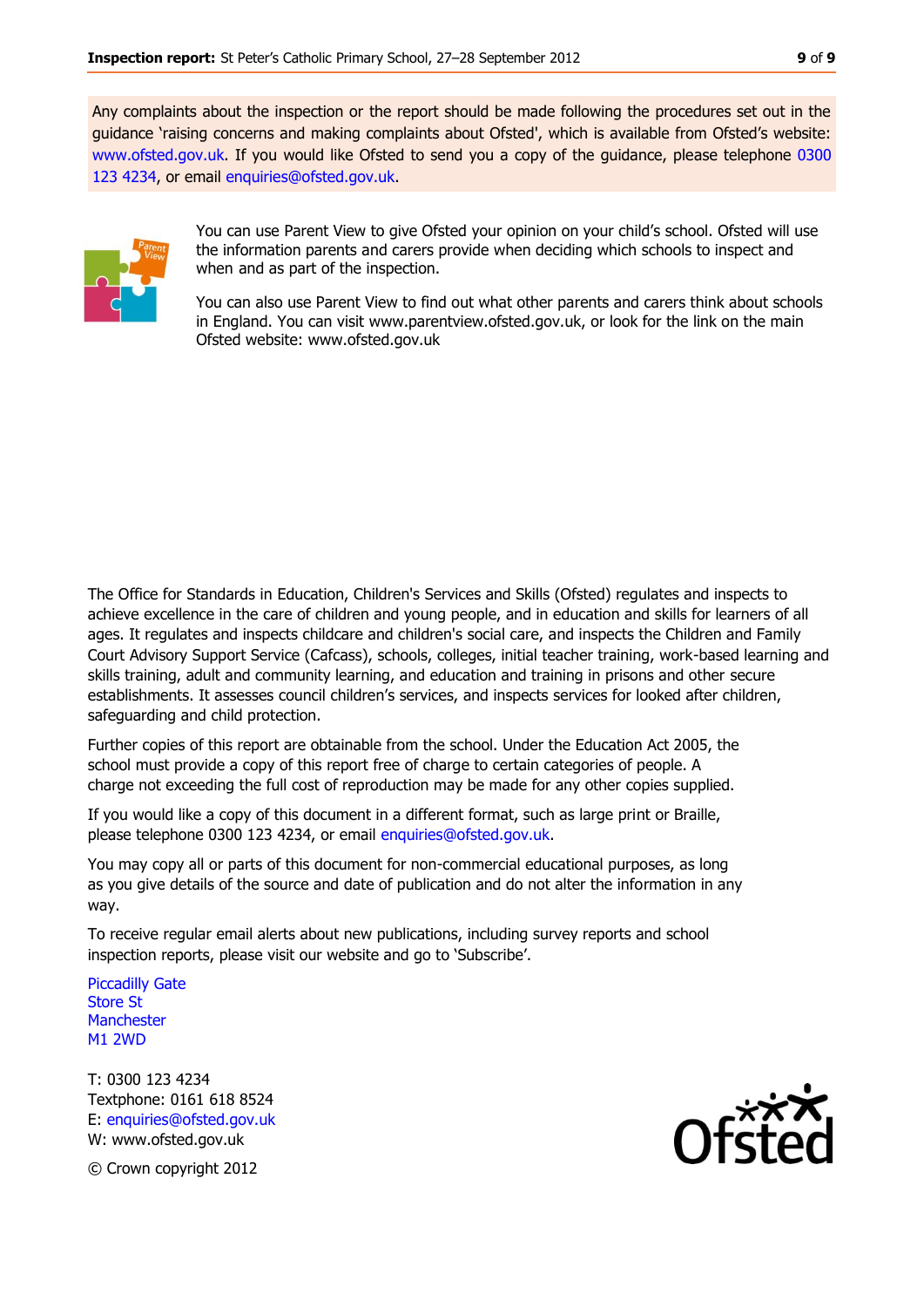Any complaints about the inspection or the report should be made following the procedures set out in the guidance 'raising concerns and making complaints about Ofsted', which is available from Ofsted's website: www.ofsted.gov.uk. If you would like Ofsted to send you a copy of the guidance, please telephone 0300 123 4234, or email enquiries@ofsted.gov.uk.

You can use Parent View to give Ofsted your opinion on your child's school. Ofsted will use the information parents and carers provide when deciding which schools to inspect and when and as part of the inspection.

You can also use Parent View to find out what other parents and carers think about schools in England. You can visit www.parentview.ofsted.gov.uk, or look for the link on the main Ofsted website: www.ofsted.gov.uk

The Office for Standards in Education, Children's Services and Skills (Ofsted) regulates and inspects to achieve excellence in the care of children and young people, and in education and skills for learners of all ages. It regulates and inspects childcare and children's social care, and inspects the Children and Family Court Advisory Support Service (Cafcass), schools, colleges, initial teacher training, work-based learning and skills training, adult and community learning, and education and training in prisons and other secure establishments. It assesses council children's services, and inspects services for looked after children, safeguarding and child protection.

Further copies of this report are obtainable from the school. Under the Education Act 2005, the school must provide a copy of this report free of charge to certain categories of people. A charge not exceeding the full cost of reproduction may be made for any other copies supplied.

If you would like a copy of this document in a different format, such as large print or Braille, please telephone 0300 123 4234, or email enquiries@ofsted.gov.uk.

You may copy all or parts of this document for non-commercial educational purposes, as long as you give details of the source and date of publication and do not alter the information in any way.

To receive regular email alerts about new publications, including survey reports and school inspection reports, please visit our website and go to 'Subscribe'.

Piccadilly Gate
Store St
Manchester
M1 2WD

T: 0300 123 4234
Textphone: 0161 618 8524
E: enquiries@ofsted.gov.uk
W: www.ofsted.gov.uk

© Crown copyright 2012